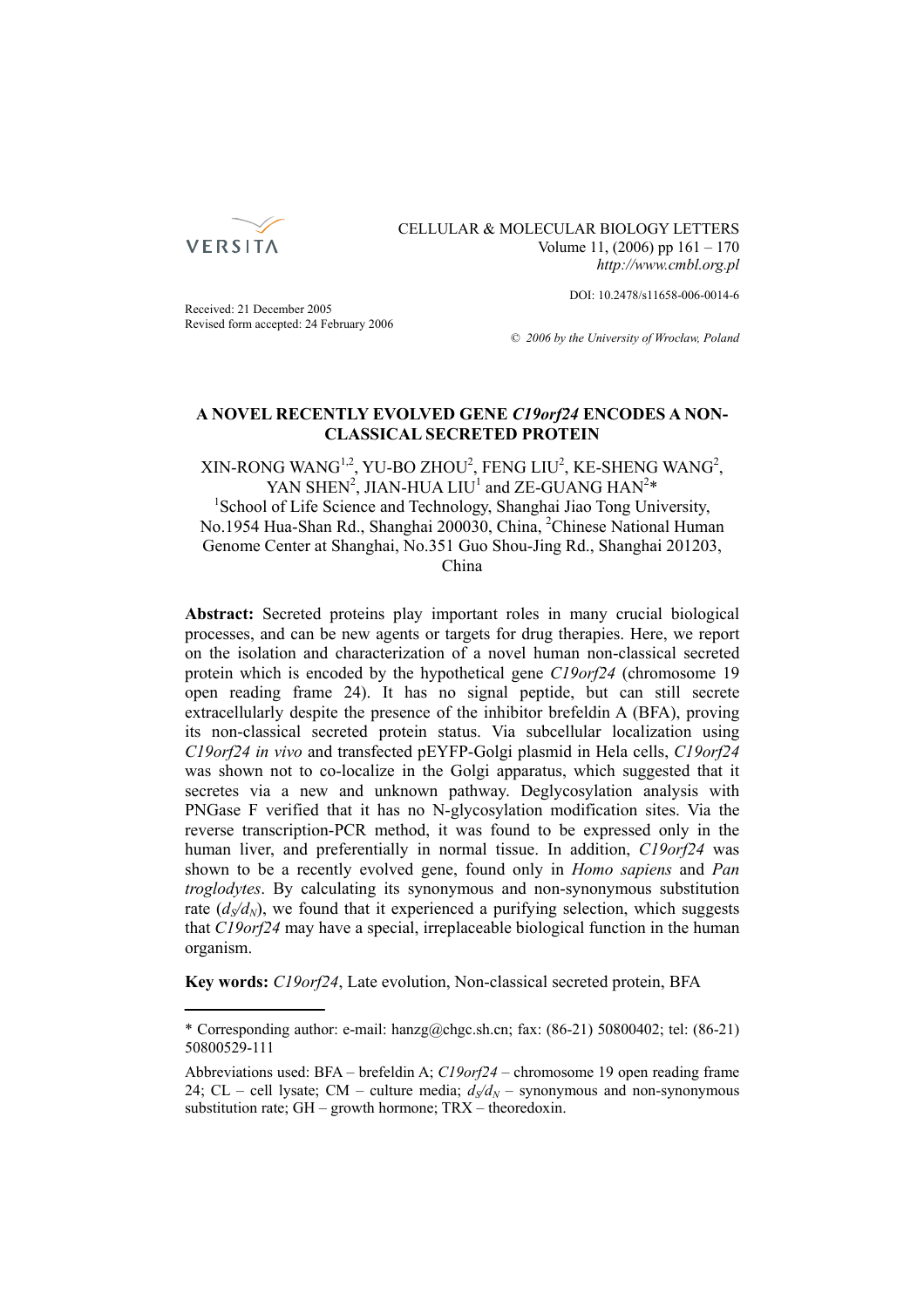CELLULAR & MOLECULAR BIOLOGY LETTERS
Volume 11, (2006) pp 161 – 170
*http://www.cmbl.org.pl*

DOI: 10.2478/s11658-006-0014-6

Received: 21 December 2005
Revised form accepted: 24 February 2006

*© 2006 by the University of Wrocław, Poland*

# A NOVEL RECENTLY EVOLVED GENE *C19orf24* ENCODES A NON-CLASSICAL SECRETED PROTEIN

XIN-RONG WANG[1,2], YU-BO ZHOU[2], FENG LIU[2], KE-SHENG WANG[2], YAN SHEN[2], JIAN-HUA LIU[1] and ZE-GUANG HAN[2]*

[1]School of Life Science and Technology, Shanghai Jiao Tong University, No.1954 Hua-Shan Rd., Shanghai 200030, China, [2]Chinese National Human Genome Center at Shanghai, No.351 Guo Shou-Jing Rd., Shanghai 201203, China

**Abstract:** Secreted proteins play important roles in many crucial biological processes, and can be new agents or targets for drug therapies. Here, we report on the isolation and characterization of a novel human non-classical secreted protein which is encoded by the hypothetical gene *C19orf24* (chromosome 19 open reading frame 24). It has no signal peptide, but can still secrete extracellularly despite the presence of the inhibitor brefeldin A (BFA), proving its non-classical secreted protein status. Via subcellular localization using *C19orf24 in vivo* and transfected pEYFP-Golgi plasmid in Hela cells, *C19orf24* was shown not to co-localize in the Golgi apparatus, which suggested that it secretes via a new and unknown pathway. Deglycosylation analysis with PNGase F verified that it has no N-glycosylation modification sites. Via the reverse transcription-PCR method, it was found to be expressed only in the human liver, and preferentially in normal tissue. In addition, *C19orf24* was shown to be a recently evolved gene, found only in *Homo sapiens* and *Pan troglodytes*. By calculating its synonymous and non-synonymous substitution rate ($d_S/d_N$), we found that it experienced a purifying selection, which suggests that *C19orf24* may have a special, irreplaceable biological function in the human organism.

**Key words:** *C19orf24*, Late evolution, Non-classical secreted protein, BFA

---

* Corresponding author: e-mail: hanzg@chgc.sh.cn; fax: (86-21) 50800402; tel: (86-21) 50800529-111

Abbreviations used: BFA – brefeldin A; *C19orf24* – chromosome 19 open reading frame 24; CL – cell lysate; CM – culture media; $d_S/d_N$ – synonymous and non-synonymous substitution rate; GH – growth hormone; TRX – theoredoxin.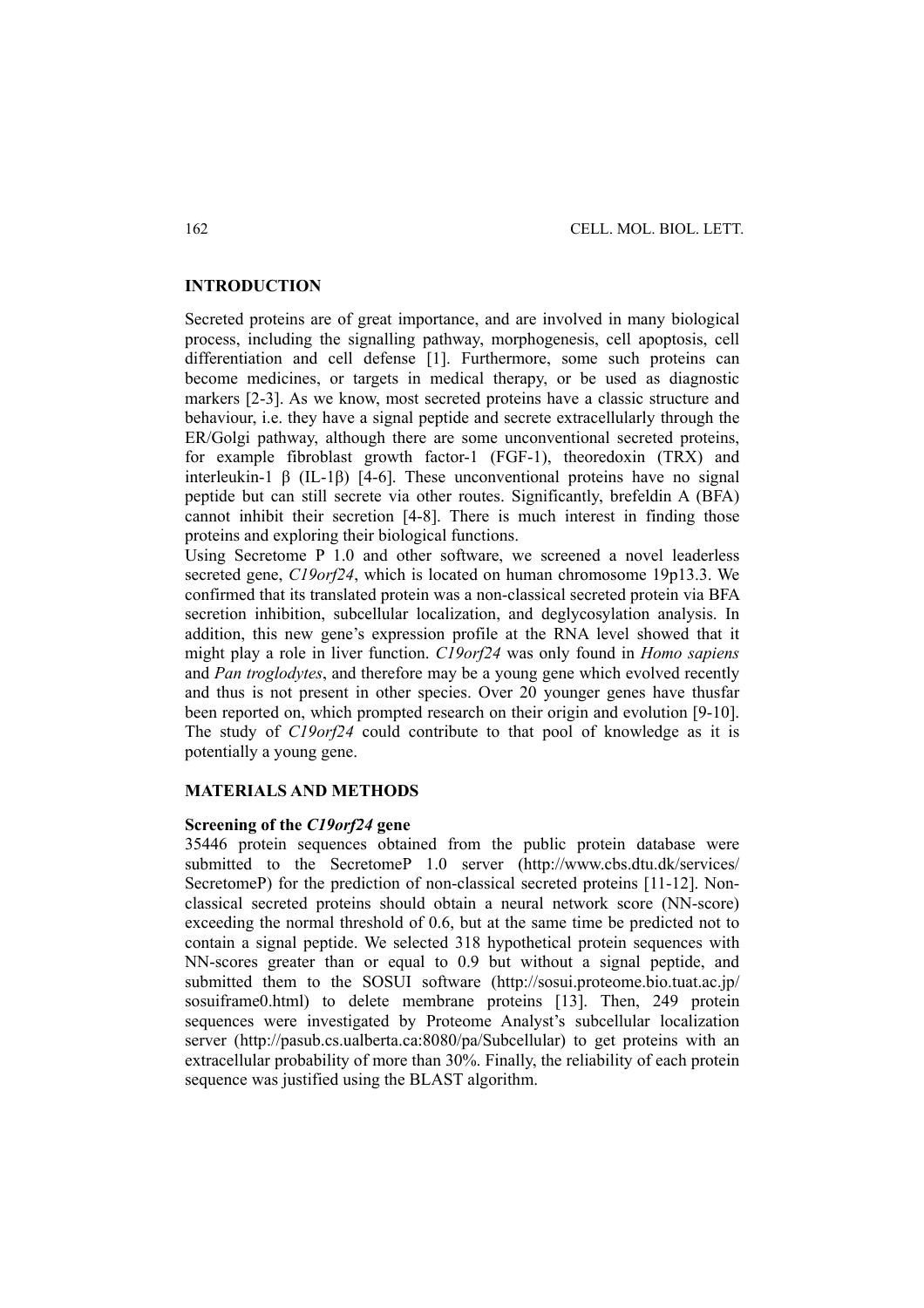## INTRODUCTION

Secreted proteins are of great importance, and are involved in many biological process, including the signalling pathway, morphogenesis, cell apoptosis, cell differentiation and cell defense [1]. Furthermore, some such proteins can become medicines, or targets in medical therapy, or be used as diagnostic markers [2-3]. As we know, most secreted proteins have a classic structure and behaviour, i.e. they have a signal peptide and secrete extracellularly through the ER/Golgi pathway, although there are some unconventional secreted proteins, for example fibroblast growth factor-1 (FGF-1), theoredoxin (TRX) and interleukin-1 β (IL-1β) [4-6]. These unconventional proteins have no signal peptide but can still secrete via other routes. Significantly, brefeldin A (BFA) cannot inhibit their secretion [4-8]. There is much interest in finding those proteins and exploring their biological functions.

Using Secretome P 1.0 and other software, we screened a novel leaderless secreted gene, *C19orf24*, which is located on human chromosome 19p13.3. We confirmed that its translated protein was a non-classical secreted protein via BFA secretion inhibition, subcellular localization, and deglycosylation analysis. In addition, this new gene's expression profile at the RNA level showed that it might play a role in liver function. *C19orf24* was only found in *Homo sapiens* and *Pan troglodytes*, and therefore may be a young gene which evolved recently and thus is not present in other species. Over 20 younger genes have thusfar been reported on, which prompted research on their origin and evolution [9-10]. The study of *C19orf24* could contribute to that pool of knowledge as it is potentially a young gene.

## MATERIALS AND METHODS

### Screening of the *C19orf24* gene

35446 protein sequences obtained from the public protein database were submitted to the SecretomeP 1.0 server (http://www.cbs.dtu.dk/services/SecretomeP) for the prediction of non-classical secreted proteins [11-12]. Non-classical secreted proteins should obtain a neural network score (NN-score) exceeding the normal threshold of 0.6, but at the same time be predicted not to contain a signal peptide. We selected 318 hypothetical protein sequences with NN-scores greater than or equal to 0.9 but without a signal peptide, and submitted them to the SOSUI software (http://sosui.proteome.bio.tuat.ac.jp/sosuiframe0.html) to delete membrane proteins [13]. Then, 249 protein sequences were investigated by Proteome Analyst's subcellular localization server (http://pasub.cs.ualberta.ca:8080/pa/Subcellular) to get proteins with an extracellular probability of more than 30%. Finally, the reliability of each protein sequence was justified using the BLAST algorithm.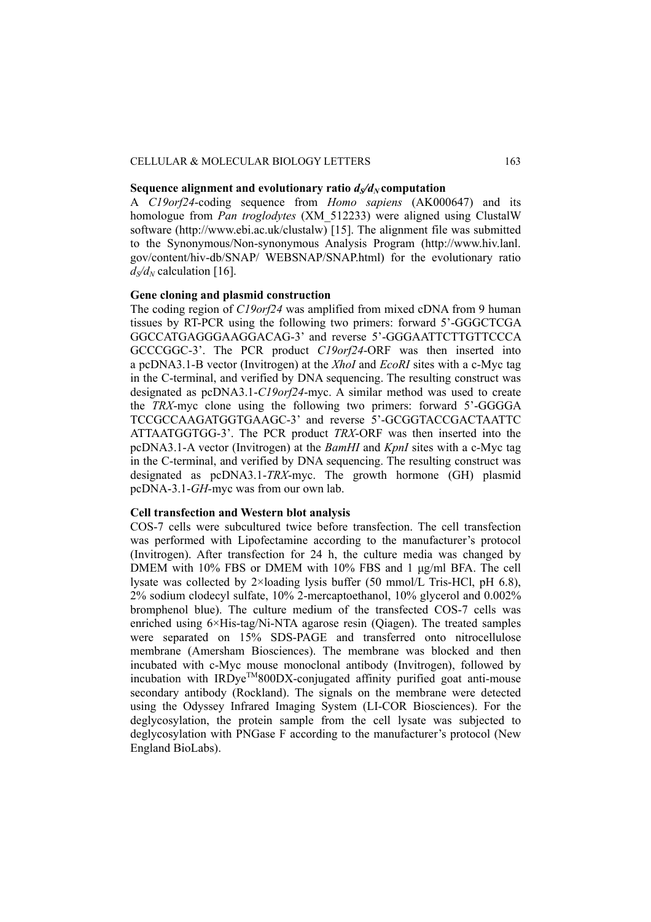**Sequence alignment and evolutionary ratio $d_S/d_N$ computation**

A *C19orf24*-coding sequence from *Homo sapiens* (AK000647) and its homologue from *Pan troglodytes* (XM_512233) were aligned using ClustalW software (http://www.ebi.ac.uk/clustalw) [15]. The alignment file was submitted to the Synonymous/Non-synonymous Analysis Program (http://www.hiv.lanl.gov/content/hiv-db/SNAP/ WEBSNAP/SNAP.html) for the evolutionary ratio $d_S/d_N$ calculation [16].

**Gene cloning and plasmid construction**

The coding region of *C19orf24* was amplified from mixed cDNA from 9 human tissues by RT-PCR using the following two primers: forward 5'-GGGCTCGA GGCCATGAGGGAAGGACAG-3' and reverse 5'-GGGAATTCTTGTTCCCA GCCCGGC-3'. The PCR product *C19orf24*-ORF was then inserted into a pcDNA3.1-B vector (Invitrogen) at the *XhoI* and *EcoRI* sites with a c-Myc tag in the C-terminal, and verified by DNA sequencing. The resulting construct was designated as pcDNA3.1-*C19orf24*-myc. A similar method was used to create the *TRX*-myc clone using the following two primers: forward 5'-GGGGA TCCGCCAAGATGGTGAAGC-3' and reverse 5'-GCGGTACCGACTAATTC ATTAATGGTGG-3'. The PCR product *TRX*-ORF was then inserted into the pcDNA3.1-A vector (Invitrogen) at the *BamHI* and *KpnI* sites with a c-Myc tag in the C-terminal, and verified by DNA sequencing. The resulting construct was designated as pcDNA3.1-*TRX*-myc. The growth hormone (GH) plasmid pcDNA-3.1-*GH*-myc was from our own lab.

**Cell transfection and Western blot analysis**

COS-7 cells were subcultured twice before transfection. The cell transfection was performed with Lipofectamine according to the manufacturer's protocol (Invitrogen). After transfection for 24 h, the culture media was changed by DMEM with 10% FBS or DMEM with 10% FBS and 1 μg/ml BFA. The cell lysate was collected by 2×loading lysis buffer (50 mmol/L Tris-HCl, pH 6.8), 2% sodium clodecyl sulfate, 10% 2-mercaptoethanol, 10% glycerol and 0.002% bromphenol blue). The culture medium of the transfected COS-7 cells was enriched using 6×His-tag/Ni-NTA agarose resin (Qiagen). The treated samples were separated on 15% SDS-PAGE and transferred onto nitrocellulose membrane (Amersham Biosciences). The membrane was blocked and then incubated with c-Myc mouse monoclonal antibody (Invitrogen), followed by incubation with IRDye™800DX-conjugated affinity purified goat anti-mouse secondary antibody (Rockland). The signals on the membrane were detected using the Odyssey Infrared Imaging System (LI-COR Biosciences). For the deglycosylation, the protein sample from the cell lysate was subjected to deglycosylation with PNGase F according to the manufacturer's protocol (New England BioLabs).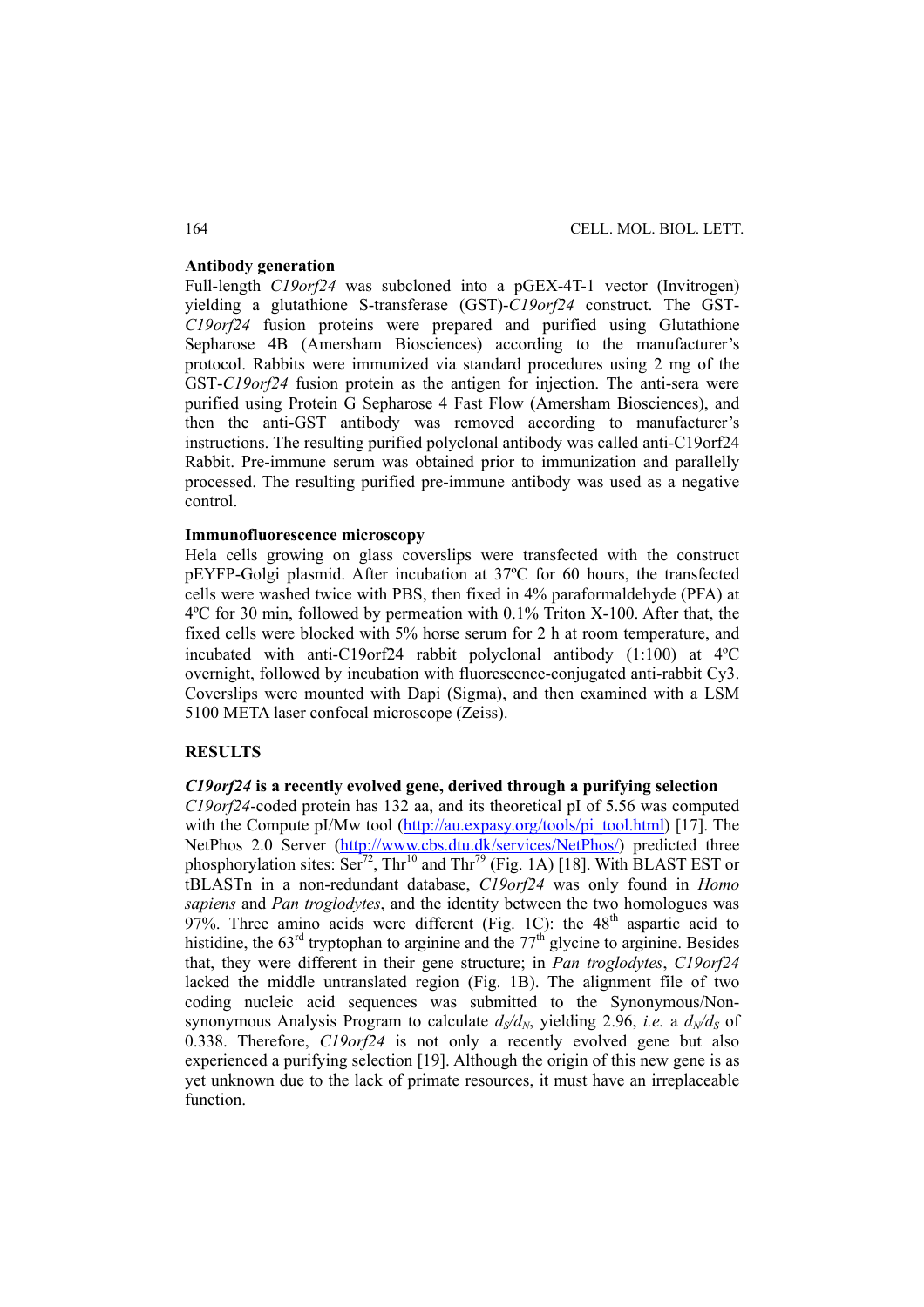### Antibody generation

Full-length *C19orf24* was subcloned into a pGEX-4T-1 vector (Invitrogen) yielding a glutathione S-transferase (GST)-*C19orf24* construct. The GST-*C19orf24* fusion proteins were prepared and purified using Glutathione Sepharose 4B (Amersham Biosciences) according to the manufacturer's protocol. Rabbits were immunized via standard procedures using 2 mg of the GST-*C19orf24* fusion protein as the antigen for injection. The anti-sera were purified using Protein G Sepharose 4 Fast Flow (Amersham Biosciences), and then the anti-GST antibody was removed according to manufacturer's instructions. The resulting purified polyclonal antibody was called anti-C19orf24 Rabbit. Pre-immune serum was obtained prior to immunization and parallelly processed. The resulting purified pre-immune antibody was used as a negative control.

### Immunofluorescence microscopy

Hela cells growing on glass coverslips were transfected with the construct pEYFP-Golgi plasmid. After incubation at 37ºC for 60 hours, the transfected cells were washed twice with PBS, then fixed in 4% paraformaldehyde (PFA) at 4ºC for 30 min, followed by permeation with 0.1% Triton X-100. After that, the fixed cells were blocked with 5% horse serum for 2 h at room temperature, and incubated with anti-C19orf24 rabbit polyclonal antibody (1:100) at 4ºC overnight, followed by incubation with fluorescence-conjugated anti-rabbit Cy3. Coverslips were mounted with Dapi (Sigma), and then examined with a LSM 5100 META laser confocal microscope (Zeiss).

## RESULTS

### *C19orf24* is a recently evolved gene, derived through a purifying selection

*C19orf24*-coded protein has 132 aa, and its theoretical pI of 5.56 was computed with the Compute pI/Mw tool (http://au.expasy.org/tools/pi_tool.html) [17]. The NetPhos 2.0 Server (http://www.cbs.dtu.dk/services/NetPhos/) predicted three phosphorylation sites: $Ser^{72}$, $Thr^{10}$ and $Thr^{79}$ (Fig. 1A) [18]. With BLAST EST or tBLASTn in a non-redundant database, *C19orf24* was only found in *Homo sapiens* and *Pan troglodytes*, and the identity between the two homologues was 97%. Three amino acids were different (Fig. 1C): the 48th aspartic acid to histidine, the 63rd tryptophan to arginine and the 77th glycine to arginine. Besides that, they were different in their gene structure; in *Pan troglodytes*, *C19orf24* lacked the middle untranslated region (Fig. 1B). The alignment file of two coding nucleic acid sequences was submitted to the Synonymous/Non-synonymous Analysis Program to calculate $d_S/d_N$, yielding 2.96, *i.e.* a $d_N/d_S$ of 0.338. Therefore, *C19orf24* is not only a recently evolved gene but also experienced a purifying selection [19]. Although the origin of this new gene is as yet unknown due to the lack of primate resources, it must have an irreplaceable function.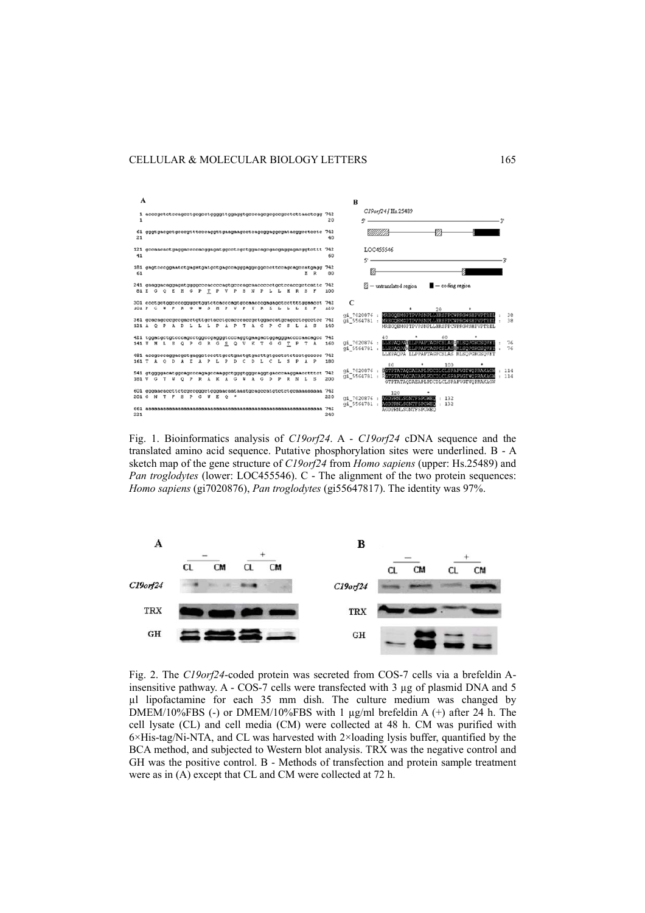Fig. 1. Bioinformatics analysis of *C19orf24*. A - *C19orf24* cDNA sequence and the translated amino acid sequence. Putative phosphorylation sites were underlined. B - A sketch map of the gene structure of *C19orf24* from *Homo sapiens* (upper: Hs.25489) and *Pan troglodytes* (lower: LOC455546). C - The alignment of the two protein sequences: *Homo sapiens* (gi7020876), *Pan troglodytes* (gi55647817). The identity was 97%.

Fig. 2. The *C19orf24*-coded protein was secreted from COS-7 cells via a brefeldin A-insensitive pathway. A - COS-7 cells were transfected with 3 µg of plasmid DNA and 5 µl lipofactamine for each 35 mm dish. The culture medium was changed by DMEM/10%FBS (-) or DMEM/10%FBS with 1 µg/ml brefeldin A (+) after 24 h. The cell lysate (CL) and cell media (CM) were collected at 48 h. CM was purified with 6×His-tag/Ni-NTA, and CL was harvested with 2×loading lysis buffer, quantified by the BCA method, and subjected to Western blot analysis. TRX was the negative control and GH was the positive control. B - Methods of transfection and protein sample treatment were as in (A) except that CL and CM were collected at 72 h.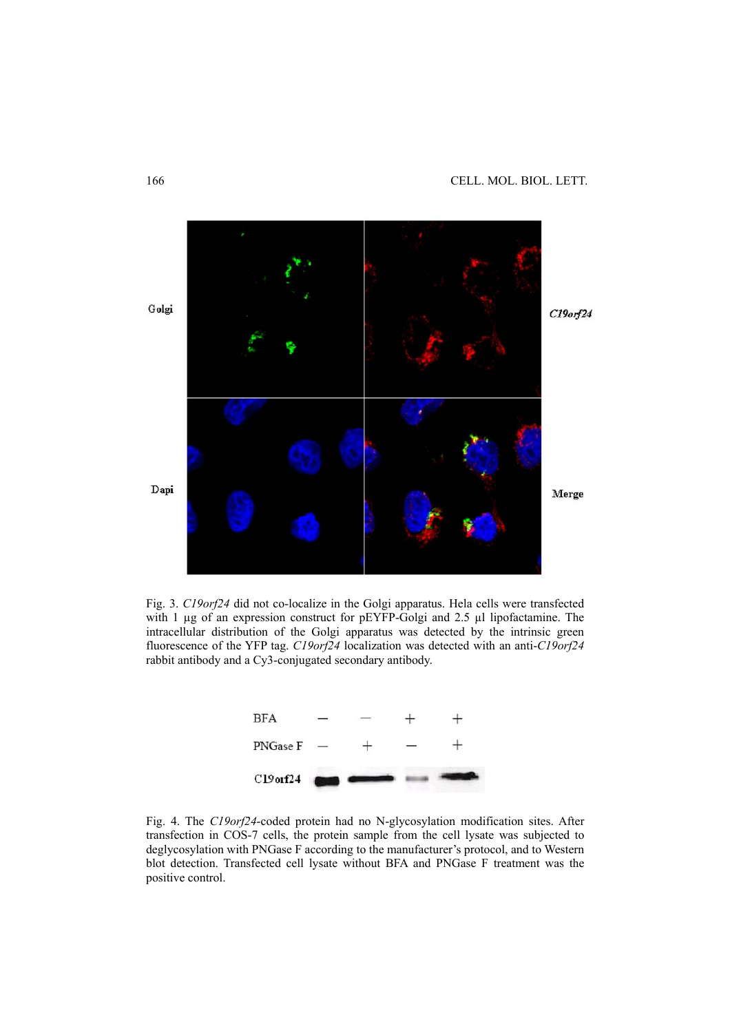Fig. 3. *C19orf24* did not co-localize in the Golgi apparatus. Hela cells were transfected with 1 μg of an expression construct for pEYFP-Golgi and 2.5 μl lipofactamine. The intracellular distribution of the Golgi apparatus was detected by the intrinsic green fluorescence of the YFP tag. *C19orf24* localization was detected with an anti-*C19orf24* rabbit antibody and a Cy3-conjugated secondary antibody.

Fig. 4. The *C19orf24*-coded protein had no N-glycosylation modification sites. After transfection in COS-7 cells, the protein sample from the cell lysate was subjected to deglycosylation with PNGase F according to the manufacturer's protocol, and to Western blot detection. Transfected cell lysate without BFA and PNGase F treatment was the positive control.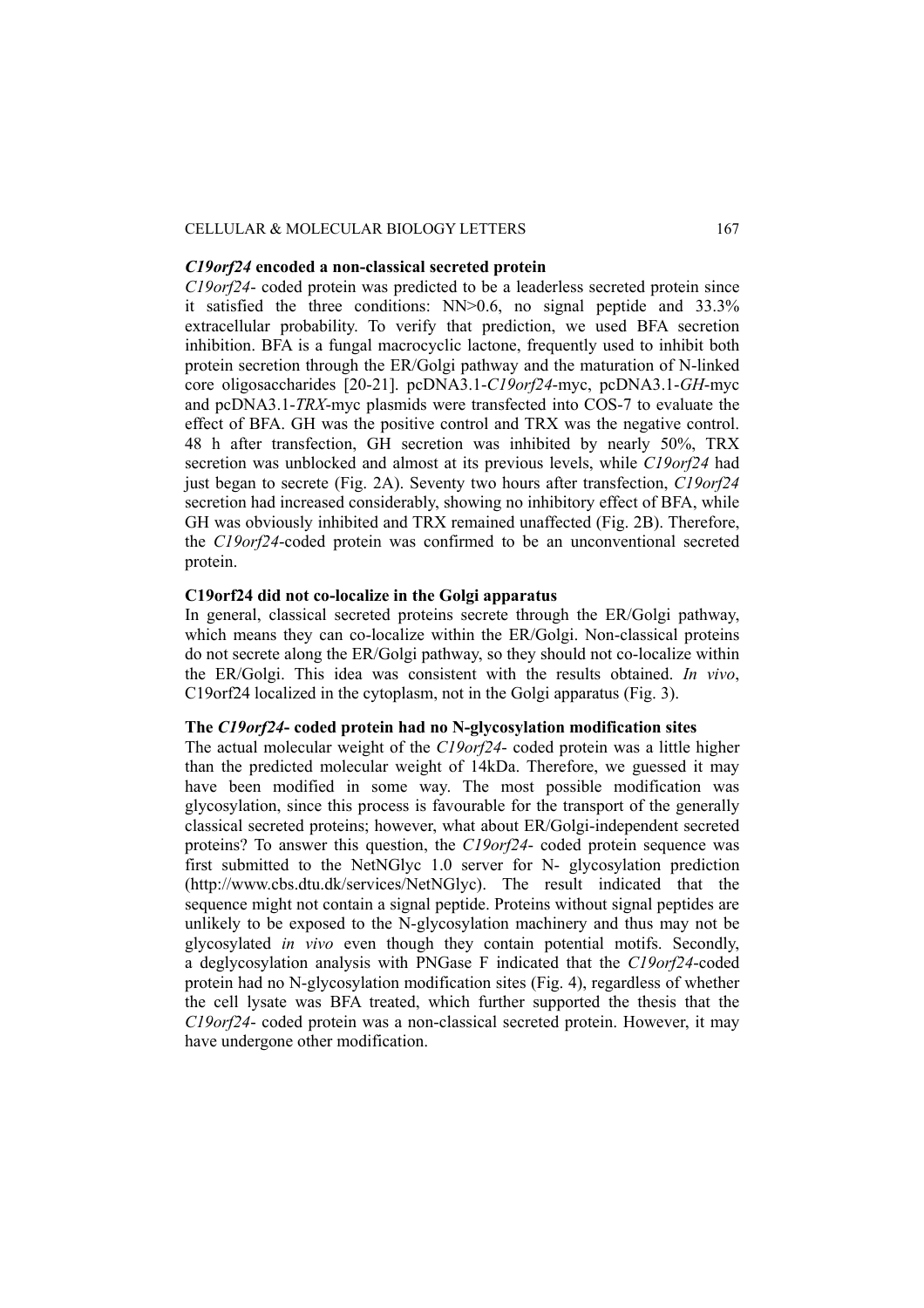### *C19orf24* encoded a non-classical secreted protein

*C19orf24*- coded protein was predicted to be a leaderless secreted protein since it satisfied the three conditions: NN>0.6, no signal peptide and 33.3% extracellular probability. To verify that prediction, we used BFA secretion inhibition. BFA is a fungal macrocyclic lactone, frequently used to inhibit both protein secretion through the ER/Golgi pathway and the maturation of N-linked core oligosaccharides [20-21]. pcDNA3.1-*C19orf24*-myc, pcDNA3.1-*GH*-myc and pcDNA3.1-*TRX*-myc plasmids were transfected into COS-7 to evaluate the effect of BFA. GH was the positive control and TRX was the negative control. 48 h after transfection, GH secretion was inhibited by nearly 50%, TRX secretion was unblocked and almost at its previous levels, while *C19orf24* had just began to secrete (Fig. 2A). Seventy two hours after transfection, *C19orf24* secretion had increased considerably, showing no inhibitory effect of BFA, while GH was obviously inhibited and TRX remained unaffected (Fig. 2B). Therefore, the *C19orf24*-coded protein was confirmed to be an unconventional secreted protein.

### C19orf24 did not co-localize in the Golgi apparatus

In general, classical secreted proteins secrete through the ER/Golgi pathway, which means they can co-localize within the ER/Golgi. Non-classical proteins do not secrete along the ER/Golgi pathway, so they should not co-localize within the ER/Golgi. This idea was consistent with the results obtained. *In vivo*, C19orf24 localized in the cytoplasm, not in the Golgi apparatus (Fig. 3).

### The *C19orf24*- coded protein had no N-glycosylation modification sites

The actual molecular weight of the *C19orf24*- coded protein was a little higher than the predicted molecular weight of 14kDa. Therefore, we guessed it may have been modified in some way. The most possible modification was glycosylation, since this process is favourable for the transport of the generally classical secreted proteins; however, what about ER/Golgi-independent secreted proteins? To answer this question, the *C19orf24*- coded protein sequence was first submitted to the NetNGlyc 1.0 server for N- glycosylation prediction (http://www.cbs.dtu.dk/services/NetNGlyc). The result indicated that the sequence might not contain a signal peptide. Proteins without signal peptides are unlikely to be exposed to the N-glycosylation machinery and thus may not be glycosylated *in vivo* even though they contain potential motifs. Secondly, a deglycosylation analysis with PNGase F indicated that the *C19orf24*-coded protein had no N-glycosylation modification sites (Fig. 4), regardless of whether the cell lysate was BFA treated, which further supported the thesis that the *C19orf24*- coded protein was a non-classical secreted protein. However, it may have undergone other modification.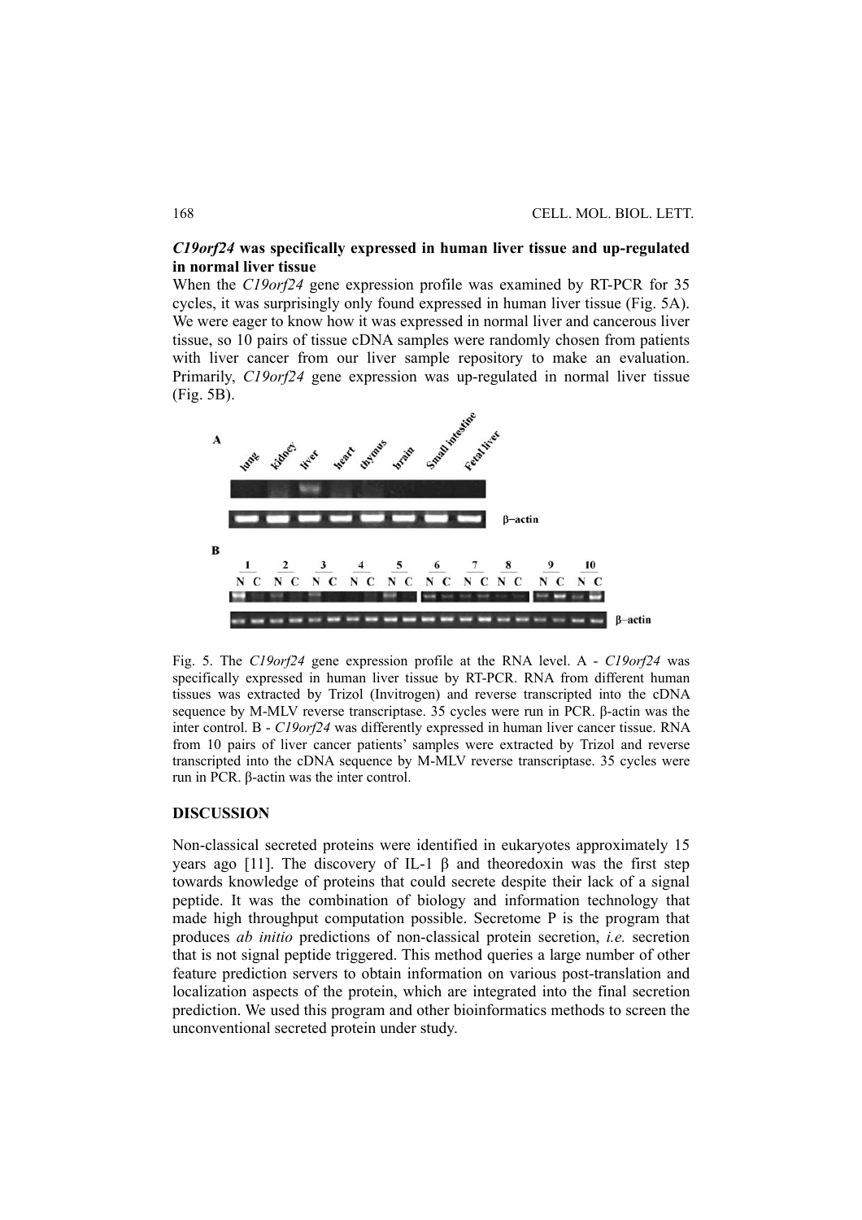**_C19orf24_ was specifically expressed in human liver tissue and up-regulated in normal liver tissue**

When the *C19orf24* gene expression profile was examined by RT-PCR for 35 cycles, it was surprisingly only found expressed in human liver tissue (Fig. 5A). We were eager to know how it was expressed in normal liver and cancerous liver tissue, so 10 pairs of tissue cDNA samples were randomly chosen from patients with liver cancer from our liver sample repository to make an evaluation. Primarily, *C19orf24* gene expression was up-regulated in normal liver tissue (Fig. 5B).

Fig. 5. The *C19orf24* gene expression profile at the RNA level. A - *C19orf24* was specifically expressed in human liver tissue by RT-PCR. RNA from different human tissues was extracted by Trizol (Invitrogen) and reverse transcripted into the cDNA sequence by M-MLV reverse transcriptase. 35 cycles were run in PCR. β-actin was the inter control. B - *C19orf24* was differently expressed in human liver cancer tissue. RNA from 10 pairs of liver cancer patients' samples were extracted by Trizol and reverse transcripted into the cDNA sequence by M-MLV reverse transcriptase. 35 cycles were run in PCR. β-actin was the inter control.

## DISCUSSION

Non-classical secreted proteins were identified in eukaryotes approximately 15 years ago [11]. The discovery of IL-1 β and theoredoxin was the first step towards knowledge of proteins that could secrete despite their lack of a signal peptide. It was the combination of biology and information technology that made high throughput computation possible. Secretome P is the program that produces *ab initio* predictions of non-classical protein secretion, *i.e.* secretion that is not signal peptide triggered. This method queries a large number of other feature prediction servers to obtain information on various post-translation and localization aspects of the protein, which are integrated into the final secretion prediction. We used this program and other bioinformatics methods to screen the unconventional secreted protein under study.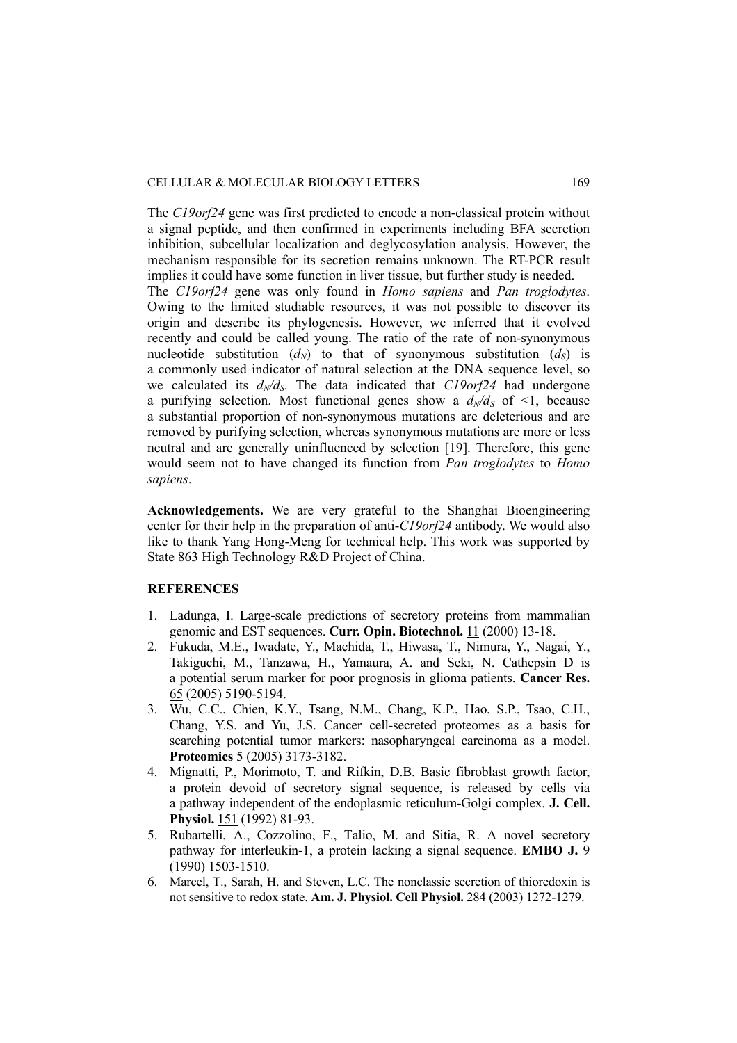The *C19orf24* gene was first predicted to encode a non-classical protein without a signal peptide, and then confirmed in experiments including BFA secretion inhibition, subcellular localization and deglycosylation analysis. However, the mechanism responsible for its secretion remains unknown. The RT-PCR result implies it could have some function in liver tissue, but further study is needed.

The *C19orf24* gene was only found in *Homo sapiens* and *Pan troglodytes*. Owing to the limited studiable resources, it was not possible to discover its origin and describe its phylogenesis. However, we inferred that it evolved recently and could be called young. The ratio of the rate of non-synonymous nucleotide substitution ($d_N$) to that of synonymous substitution ($d_S$) is a commonly used indicator of natural selection at the DNA sequence level, so we calculated its $d_N/d_S$. The data indicated that *C19orf24* had undergone a purifying selection. Most functional genes show a $d_N/d_S$ of <1, because a substantial proportion of non-synonymous mutations are deleterious and are removed by purifying selection, whereas synonymous mutations are more or less neutral and are generally uninfluenced by selection [19]. Therefore, this gene would seem not to have changed its function from *Pan troglodytes* to *Homo sapiens*.

**Acknowledgements.** We are very grateful to the Shanghai Bioengineering center for their help in the preparation of anti-*C19orf24* antibody. We would also like to thank Yang Hong-Meng for technical help. This work was supported by State 863 High Technology R&D Project of China.

## REFERENCES

1. Ladunga, I. Large-scale predictions of secretory proteins from mammalian genomic and EST sequences. **Curr. Opin. Biotechnol.** 11 (2000) 13-18.
2. Fukuda, M.E., Iwadate, Y., Machida, T., Hiwasa, T., Nimura, Y., Nagai, Y., Takiguchi, M., Tanzawa, H., Yamaura, A. and Seki, N. Cathepsin D is a potential serum marker for poor prognosis in glioma patients. **Cancer Res.** 65 (2005) 5190-5194.
3. Wu, C.C., Chien, K.Y., Tsang, N.M., Chang, K.P., Hao, S.P., Tsao, C.H., Chang, Y.S. and Yu, J.S. Cancer cell-secreted proteomes as a basis for searching potential tumor markers: nasopharyngeal carcinoma as a model. **Proteomics** 5 (2005) 3173-3182.
4. Mignatti, P., Morimoto, T. and Rifkin, D.B. Basic fibroblast growth factor, a protein devoid of secretory signal sequence, is released by cells via a pathway independent of the endoplasmic reticulum-Golgi complex. **J. Cell. Physiol.** 151 (1992) 81-93.
5. Rubartelli, A., Cozzolino, F., Talio, M. and Sitia, R. A novel secretory pathway for interleukin-1, a protein lacking a signal sequence. **EMBO J.** 9 (1990) 1503-1510.
6. Marcel, T., Sarah, H. and Steven, L.C. The nonclassic secretion of thioredoxin is not sensitive to redox state. **Am. J. Physiol. Cell Physiol.** 284 (2003) 1272-1279.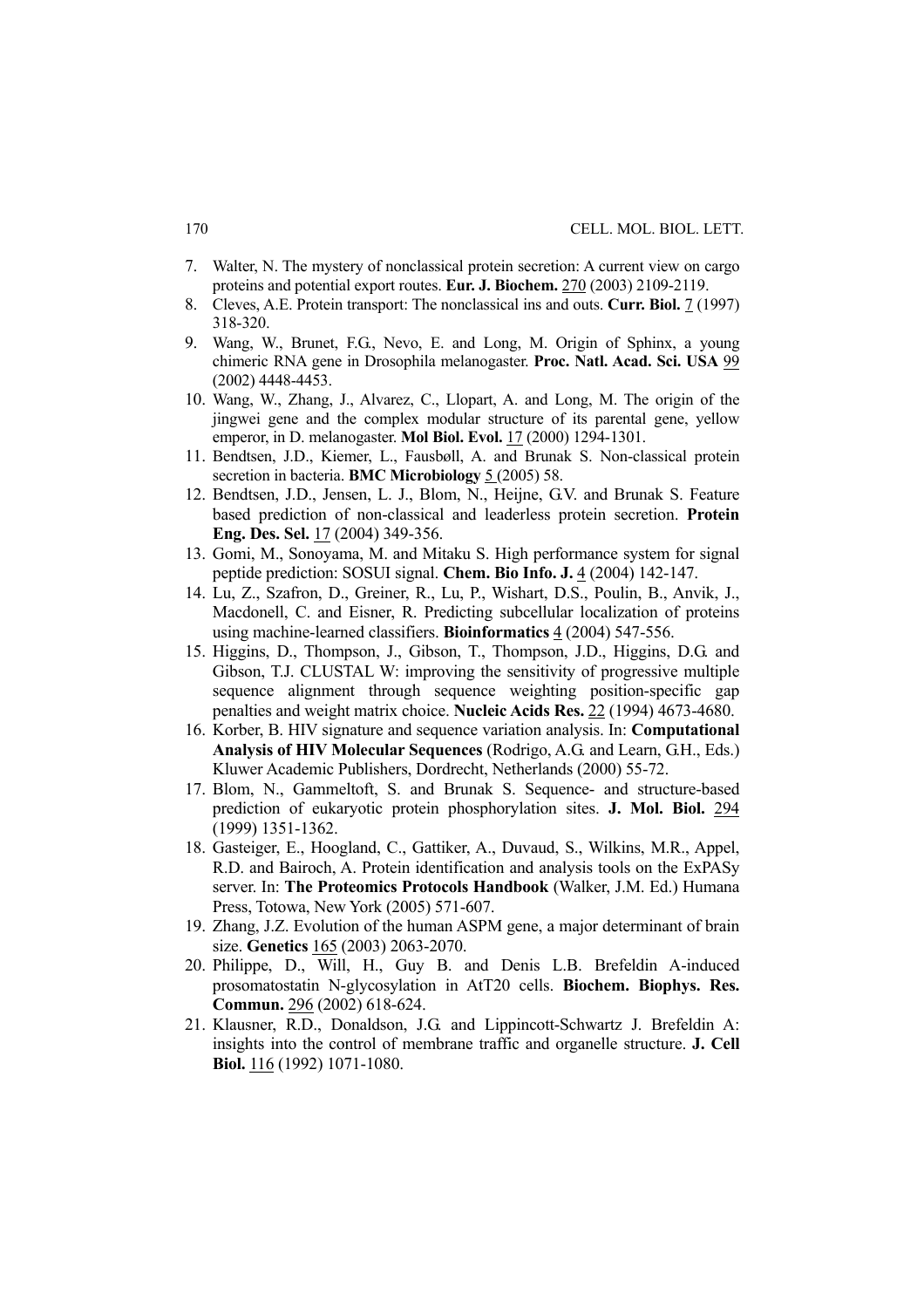7. Walter, N. The mystery of nonclassical protein secretion: A current view on cargo proteins and potential export routes. **Eur. J. Biochem.** 270 (2003) 2109-2119.
8. Cleves, A.E. Protein transport: The nonclassical ins and outs. **Curr. Biol.** 7 (1997) 318-320.
9. Wang, W., Brunet, F.G., Nevo, E. and Long, M. Origin of Sphinx, a young chimeric RNA gene in Drosophila melanogaster. **Proc. Natl. Acad. Sci. USA** 99 (2002) 4448-4453.
10. Wang, W., Zhang, J., Alvarez, C., Llopart, A. and Long, M. The origin of the jingwei gene and the complex modular structure of its parental gene, yellow emperor, in D. melanogaster. **Mol Biol. Evol.** 17 (2000) 1294-1301.
11. Bendtsen, J.D., Kiemer, L., Fausbøll, A. and Brunak S. Non-classical protein secretion in bacteria. **BMC Microbiology** 5 (2005) 58.
12. Bendtsen, J.D., Jensen, L. J., Blom, N., Heijne, G.V. and Brunak S. Feature based prediction of non-classical and leaderless protein secretion. **Protein Eng. Des. Sel.** 17 (2004) 349-356.
13. Gomi, M., Sonoyama, M. and Mitaku S. High performance system for signal peptide prediction: SOSUI signal. **Chem. Bio Info. J.** 4 (2004) 142-147.
14. Lu, Z., Szafron, D., Greiner, R., Lu, P., Wishart, D.S., Poulin, B., Anvik, J., Macdonell, C. and Eisner, R. Predicting subcellular localization of proteins using machine-learned classifiers. **Bioinformatics** 4 (2004) 547-556.
15. Higgins, D., Thompson, J., Gibson, T., Thompson, J.D., Higgins, D.G. and Gibson, T.J. CLUSTAL W: improving the sensitivity of progressive multiple sequence alignment through sequence weighting position-specific gap penalties and weight matrix choice. **Nucleic Acids Res.** 22 (1994) 4673-4680.
16. Korber, B. HIV signature and sequence variation analysis. In: **Computational Analysis of HIV Molecular Sequences** (Rodrigo, A.G. and Learn, G.H., Eds.) Kluwer Academic Publishers, Dordrecht, Netherlands (2000) 55-72.
17. Blom, N., Gammeltoft, S. and Brunak S. Sequence- and structure-based prediction of eukaryotic protein phosphorylation sites. **J. Mol. Biol.** 294 (1999) 1351-1362.
18. Gasteiger, E., Hoogland, C., Gattiker, A., Duvaud, S., Wilkins, M.R., Appel, R.D. and Bairoch, A. Protein identification and analysis tools on the ExPASy server. In: **The Proteomics Protocols Handbook** (Walker, J.M. Ed.) Humana Press, Totowa, New York (2005) 571-607.
19. Zhang, J.Z. Evolution of the human ASPM gene, a major determinant of brain size. **Genetics** 165 (2003) 2063-2070.
20. Philippe, D., Will, H., Guy B. and Denis L.B. Brefeldin A-induced prosomatostatin N-glycosylation in AtT20 cells. **Biochem. Biophys. Res. Commun.** 296 (2002) 618-624.
21. Klausner, R.D., Donaldson, J.G. and Lippincott-Schwartz J. Brefeldin A: insights into the control of membrane traffic and organelle structure. **J. Cell Biol.** 116 (1992) 1071-1080.